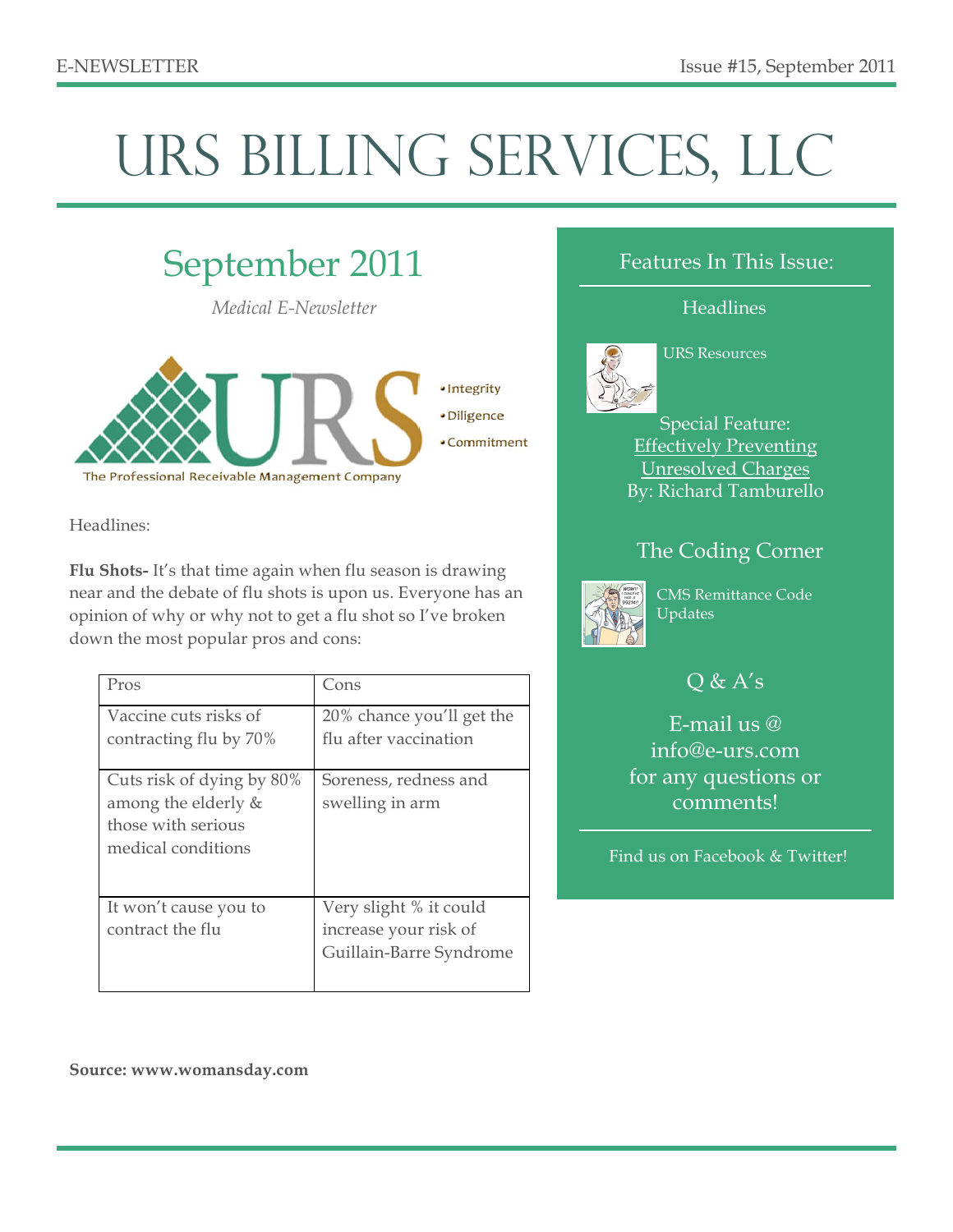# URS Billing Services, LLC

## September 2011

*Medical E-Newsletter*

The Professional Receivable Management Company

- Integrity
- Diligence
- Commitment

Headlines:

**Flu Shots-** It's that time again when flu season is drawing near and the debate of flu shots is upon us. Everyone has an opinion of why or why not to get a flu shot so I've broken down the most popular pros and cons:

| Pros | Cons |
|---|---|
| Vaccine cuts risks of contracting flu by 70% | 20% chance you'll get the flu after vaccination |
| Cuts risk of dying by 80% among the elderly & those with serious medical conditions | Soreness, redness and swelling in arm |
| It won't cause you to contract the flu | Very slight % it could increase your risk of Guillain-Barre Syndrome |

**Source: www.womansday.com**

### Features In This Issue:

Headlines

URS Resources

Special Feature: Effectively Preventing Unresolved Charges
By: Richard Tamburello

The Coding Corner

CMS Remittance Code Updates

Q & A's

E-mail us @ info@e-urs.com for any questions or comments!

Find us on Facebook & Twitter!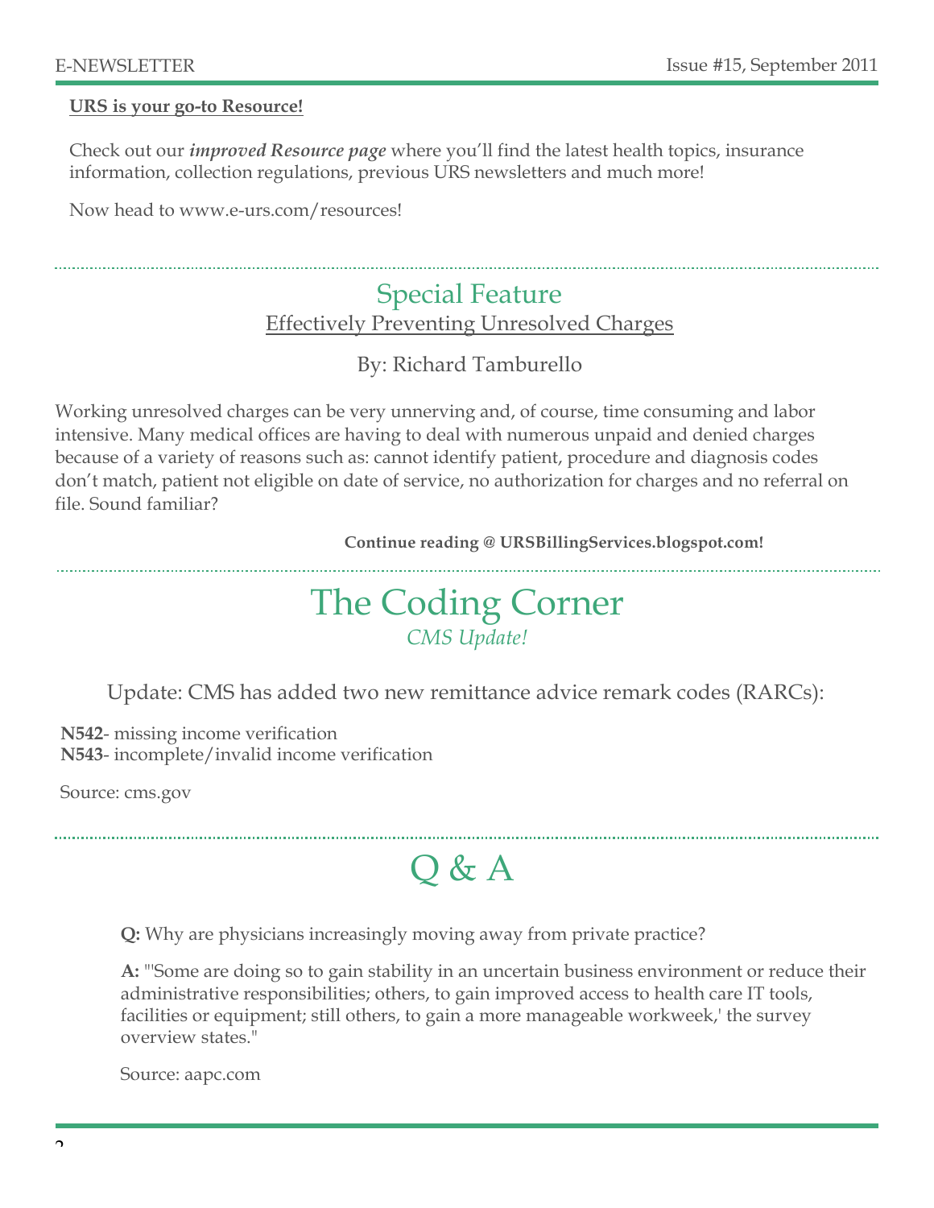**URS is your go-to Resource!**

Check out our ***improved Resource page*** where you'll find the latest health topics, insurance information, collection regulations, previous URS newsletters and much more!

Now head to www.e-urs.com/resources!

## Special Feature

### Effectively Preventing Unresolved Charges

By: Richard Tamburello

Working unresolved charges can be very unnerving and, of course, time consuming and labor intensive. Many medical offices are having to deal with numerous unpaid and denied charges because of a variety of reasons such as: cannot identify patient, procedure and diagnosis codes don't match, patient not eligible on date of service, no authorization for charges and no referral on file. Sound familiar?

**Continue reading @ URSBillingServices.blogspot.com!**

## The Coding Corner

*CMS Update!*

Update: CMS has added two new remittance advice remark codes (RARCs):

**N542**- missing income verification
**N543**- incomplete/invalid income verification

Source: cms.gov

## Q & A

**Q:** Why are physicians increasingly moving away from private practice?

**A:** "'Some are doing so to gain stability in an uncertain business environment or reduce their administrative responsibilities; others, to gain improved access to health care IT tools, facilities or equipment; still others, to gain a more manageable workweek,' the survey overview states."

Source: aapc.com